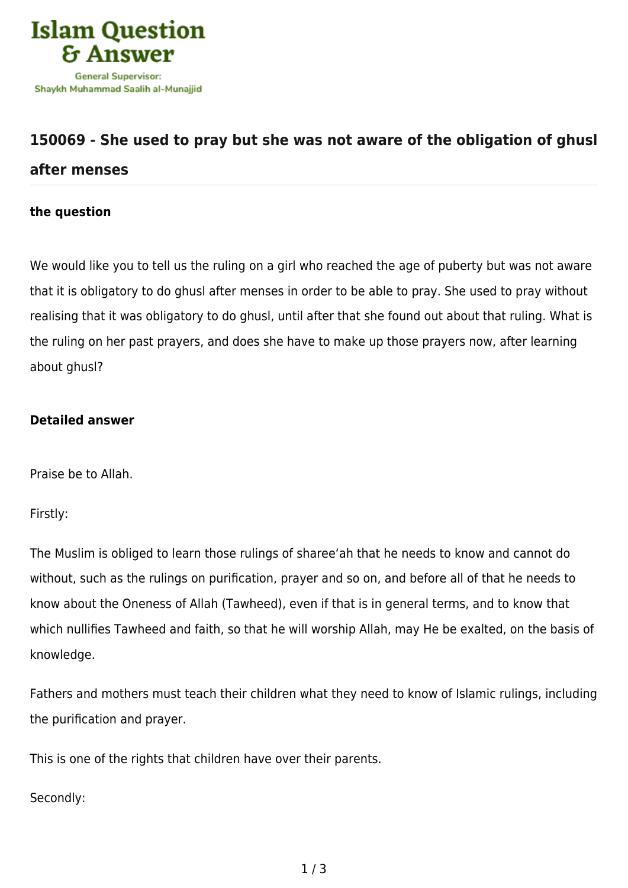## 150069 - She used to pray but she was not aware of the obligation of ghusl after menses

**the question**

We would like you to tell us the ruling on a girl who reached the age of puberty but was not aware that it is obligatory to do ghusl after menses in order to be able to pray. She used to pray without realising that it was obligatory to do ghusl, until after that she found out about that ruling. What is the ruling on her past prayers, and does she have to make up those prayers now, after learning about ghusl?

**Detailed answer**

Praise be to Allah.

Firstly:

The Muslim is obliged to learn those rulings of sharee'ah that he needs to know and cannot do without, such as the rulings on purification, prayer and so on, and before all of that he needs to know about the Oneness of Allah (Tawheed), even if that is in general terms, and to know that which nullifies Tawheed and faith, so that he will worship Allah, may He be exalted, on the basis of knowledge.

Fathers and mothers must teach their children what they need to know of Islamic rulings, including the purification and prayer.

This is one of the rights that children have over their parents.

Secondly: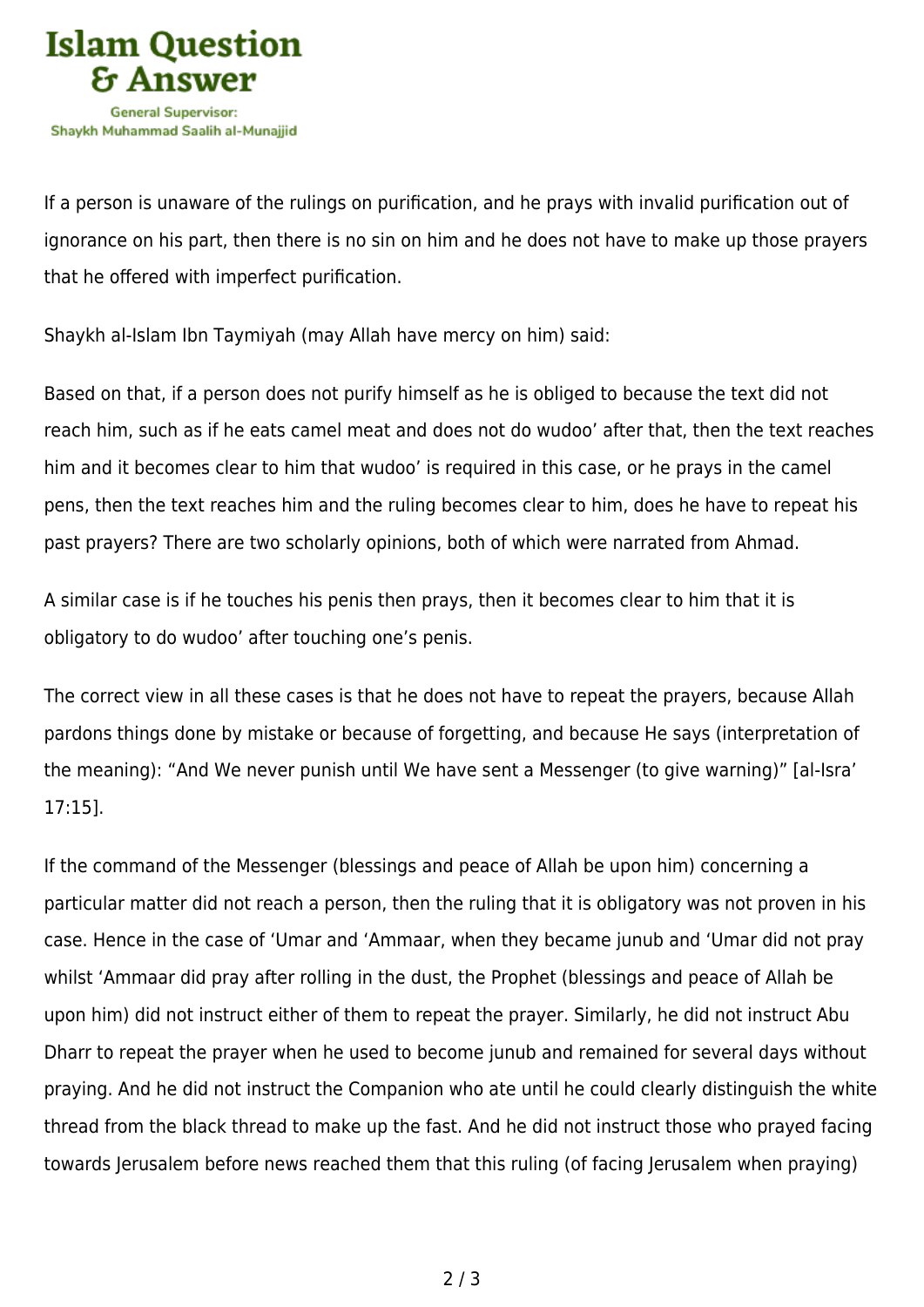If a person is unaware of the rulings on purification, and he prays with invalid purification out of ignorance on his part, then there is no sin on him and he does not have to make up those prayers that he offered with imperfect purification.

Shaykh al-Islam Ibn Taymiyah (may Allah have mercy on him) said:

Based on that, if a person does not purify himself as he is obliged to because the text did not reach him, such as if he eats camel meat and does not do wudoo' after that, then the text reaches him and it becomes clear to him that wudoo' is required in this case, or he prays in the camel pens, then the text reaches him and the ruling becomes clear to him, does he have to repeat his past prayers? There are two scholarly opinions, both of which were narrated from Ahmad.

A similar case is if he touches his penis then prays, then it becomes clear to him that it is obligatory to do wudoo' after touching one's penis.

The correct view in all these cases is that he does not have to repeat the prayers, because Allah pardons things done by mistake or because of forgetting, and because He says (interpretation of the meaning): "And We never punish until We have sent a Messenger (to give warning)" [al-Isra' 17:15].

If the command of the Messenger (blessings and peace of Allah be upon him) concerning a particular matter did not reach a person, then the ruling that it is obligatory was not proven in his case. Hence in the case of 'Umar and 'Ammaar, when they became junub and 'Umar did not pray whilst 'Ammaar did pray after rolling in the dust, the Prophet (blessings and peace of Allah be upon him) did not instruct either of them to repeat the prayer. Similarly, he did not instruct Abu Dharr to repeat the prayer when he used to become junub and remained for several days without praying. And he did not instruct the Companion who ate until he could clearly distinguish the white thread from the black thread to make up the fast. And he did not instruct those who prayed facing towards Jerusalem before news reached them that this ruling (of facing Jerusalem when praying)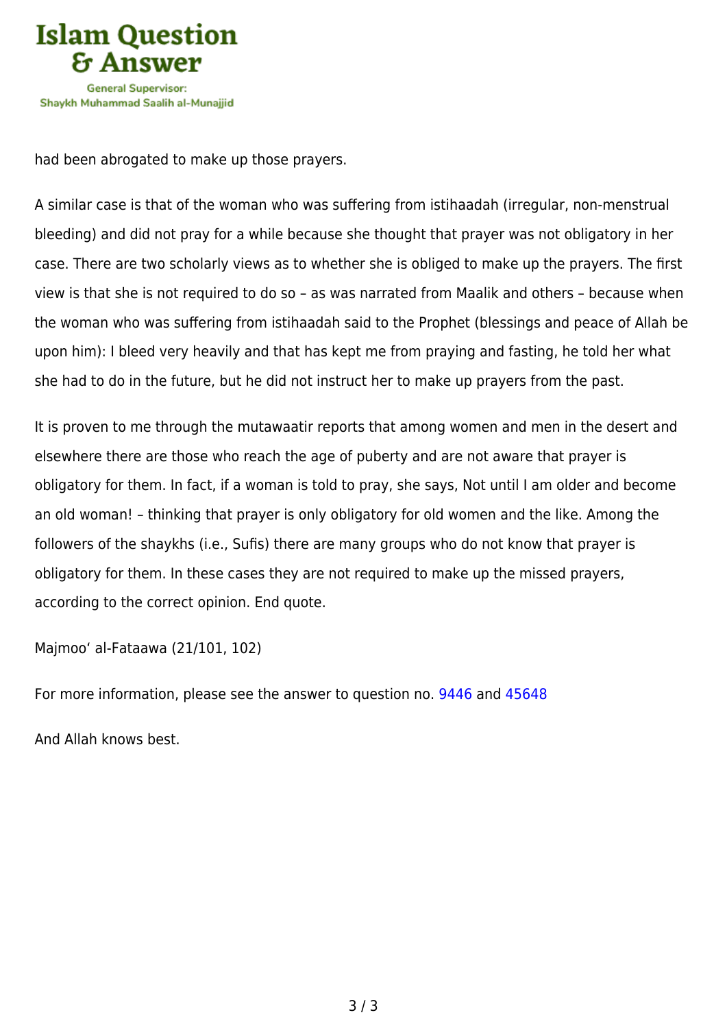had been abrogated to make up those prayers.

A similar case is that of the woman who was suffering from istihaadah (irregular, non-menstrual bleeding) and did not pray for a while because she thought that prayer was not obligatory in her case. There are two scholarly views as to whether she is obliged to make up the prayers. The first view is that she is not required to do so – as was narrated from Maalik and others – because when the woman who was suffering from istihaadah said to the Prophet (blessings and peace of Allah be upon him): I bleed very heavily and that has kept me from praying and fasting, he told her what she had to do in the future, but he did not instruct her to make up prayers from the past.

It is proven to me through the mutawaatir reports that among women and men in the desert and elsewhere there are those who reach the age of puberty and are not aware that prayer is obligatory for them. In fact, if a woman is told to pray, she says, Not until I am older and become an old woman! – thinking that prayer is only obligatory for old women and the like. Among the followers of the shaykhs (i.e., Sufis) there are many groups who do not know that prayer is obligatory for them. In these cases they are not required to make up the missed prayers, according to the correct opinion. End quote.

Majmoo' al-Fataawa (21/101, 102)

For more information, please see the answer to question no. 9446 and 45648

And Allah knows best.